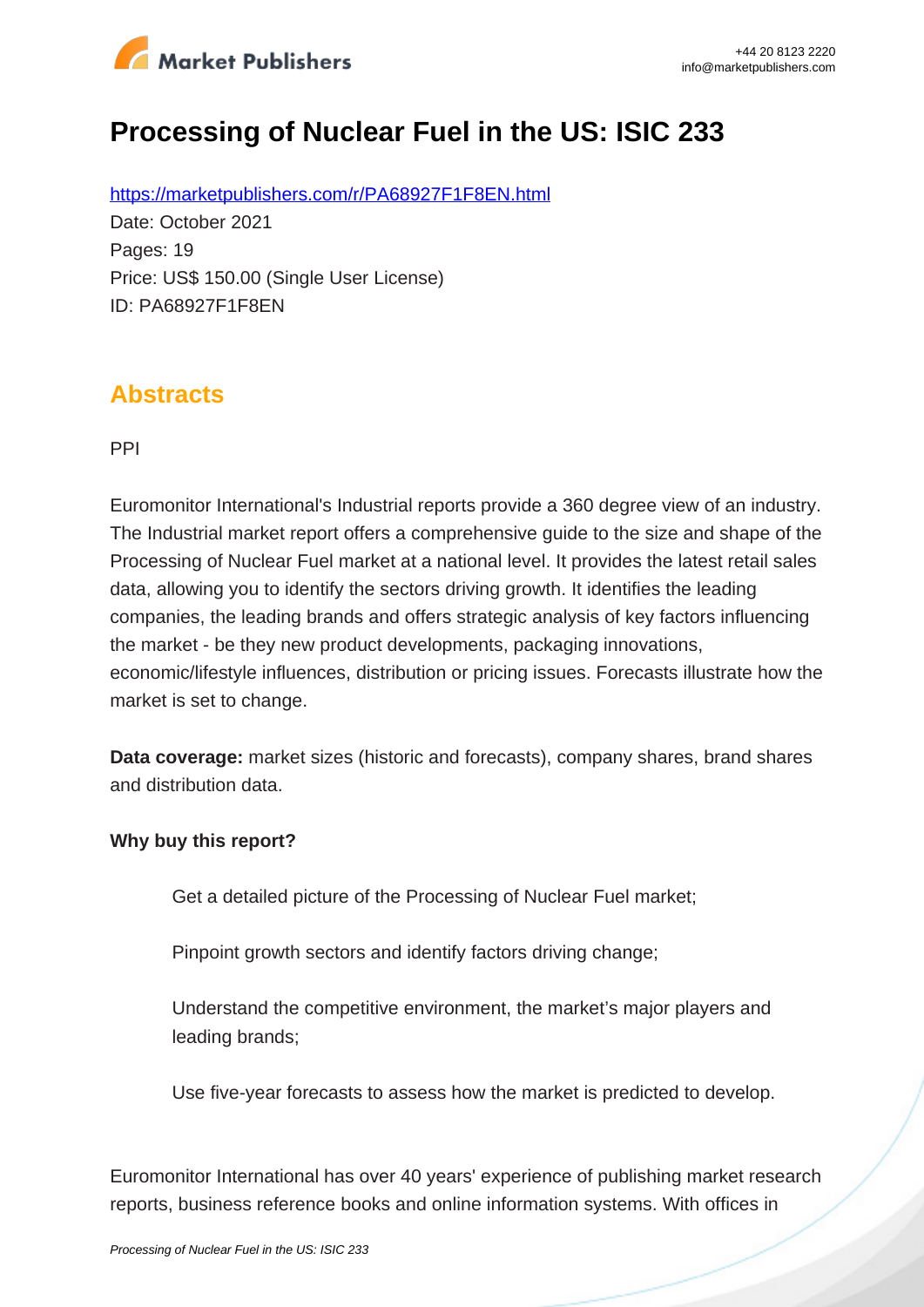# Processing of Nuclear Fuel in the US: ISIC 233

https://marketpublishers.com/r/PA68927F1F8EN.html

Date: October 2021

Pages: 19

Price: US$ 150.00 (Single User License)

ID: PA68927F1F8EN

## Abstracts

PPI

Euromonitor International's Industrial reports provide a 360 degree view of an industry. The Industrial market report offers a comprehensive guide to the size and shape of the Processing of Nuclear Fuel market at a national level. It provides the latest retail sales data, allowing you to identify the sectors driving growth. It identifies the leading companies, the leading brands and offers strategic analysis of key factors influencing the market - be they new product developments, packaging innovations, economic/lifestyle influences, distribution or pricing issues. Forecasts illustrate how the market is set to change.

**Data coverage:** market sizes (historic and forecasts), company shares, brand shares and distribution data.

**Why buy this report?**

- Get a detailed picture of the Processing of Nuclear Fuel market;
- Pinpoint growth sectors and identify factors driving change;
- Understand the competitive environment, the market's major players and leading brands;
- Use five-year forecasts to assess how the market is predicted to develop.

Euromonitor International has over 40 years' experience of publishing market research reports, business reference books and online information systems. With offices in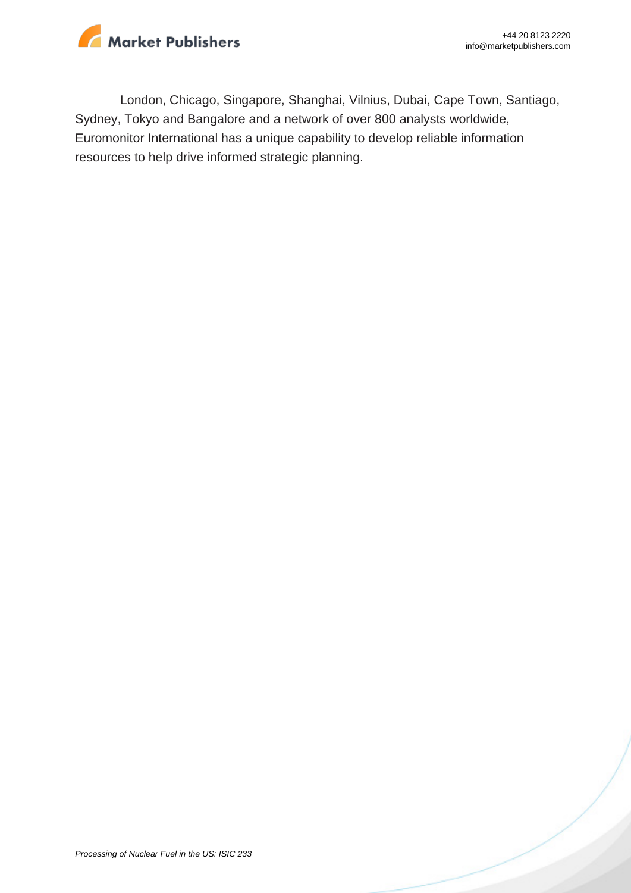London, Chicago, Singapore, Shanghai, Vilnius, Dubai, Cape Town, Santiago, Sydney, Tokyo and Bangalore and a network of over 800 analysts worldwide, Euromonitor International has a unique capability to develop reliable information resources to help drive informed strategic planning.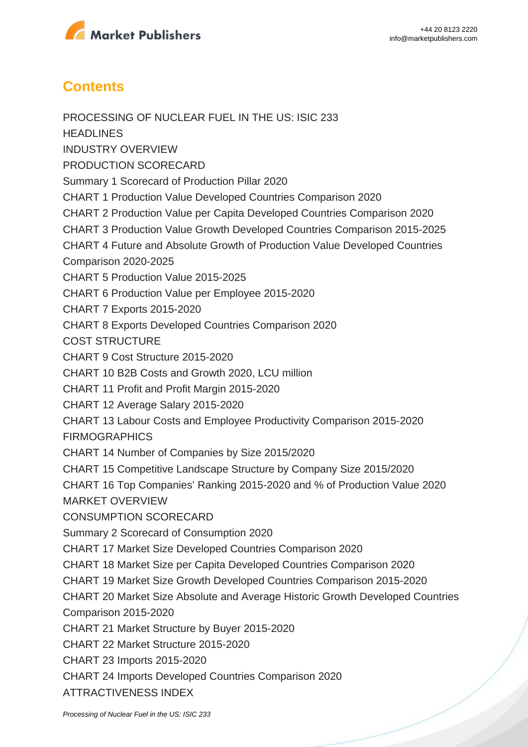## Contents

PROCESSING OF NUCLEAR FUEL IN THE US: ISIC 233

HEADLINES

INDUSTRY OVERVIEW

PRODUCTION SCORECARD

Summary 1 Scorecard of Production Pillar 2020

CHART 1 Production Value Developed Countries Comparison 2020

CHART 2 Production Value per Capita Developed Countries Comparison 2020

CHART 3 Production Value Growth Developed Countries Comparison 2015-2025

CHART 4 Future and Absolute Growth of Production Value Developed Countries Comparison 2020-2025

CHART 5 Production Value 2015-2025

CHART 6 Production Value per Employee 2015-2020

CHART 7 Exports 2015-2020

CHART 8 Exports Developed Countries Comparison 2020

COST STRUCTURE

CHART 9 Cost Structure 2015-2020

CHART 10 B2B Costs and Growth 2020, LCU million

CHART 11 Profit and Profit Margin 2015-2020

CHART 12 Average Salary 2015-2020

CHART 13 Labour Costs and Employee Productivity Comparison 2015-2020

FIRMOGRAPHICS

CHART 14 Number of Companies by Size 2015/2020

CHART 15 Competitive Landscape Structure by Company Size 2015/2020

CHART 16 Top Companies' Ranking 2015-2020 and % of Production Value 2020

MARKET OVERVIEW

CONSUMPTION SCORECARD

Summary 2 Scorecard of Consumption 2020

CHART 17 Market Size Developed Countries Comparison 2020

CHART 18 Market Size per Capita Developed Countries Comparison 2020

CHART 19 Market Size Growth Developed Countries Comparison 2015-2020

CHART 20 Market Size Absolute and Average Historic Growth Developed Countries Comparison 2015-2020

CHART 21 Market Structure by Buyer 2015-2020

CHART 22 Market Structure 2015-2020

CHART 23 Imports 2015-2020

CHART 24 Imports Developed Countries Comparison 2020

ATTRACTIVENESS INDEX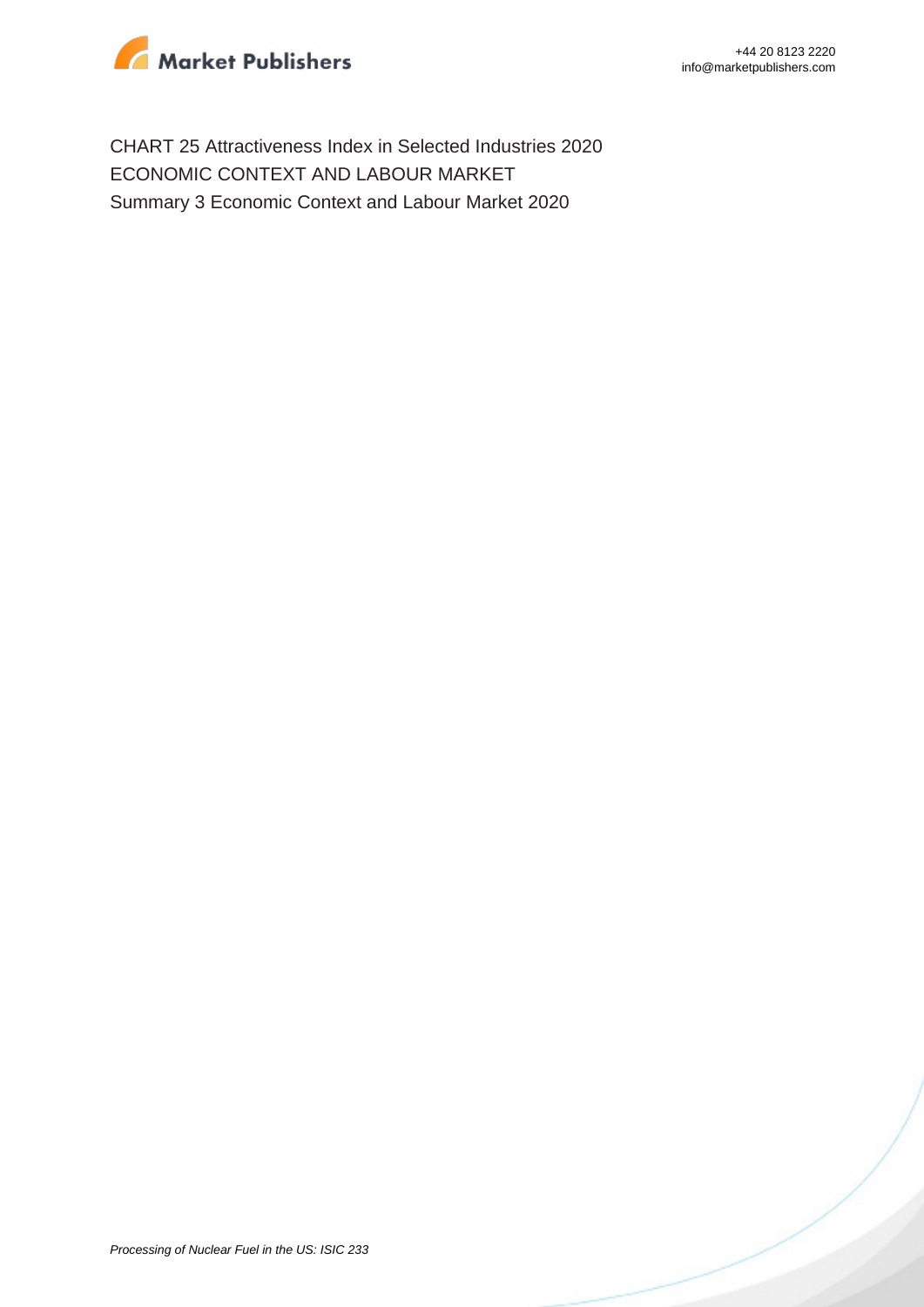CHART 25 Attractiveness Index in Selected Industries 2020

ECONOMIC CONTEXT AND LABOUR MARKET

Summary 3 Economic Context and Labour Market 2020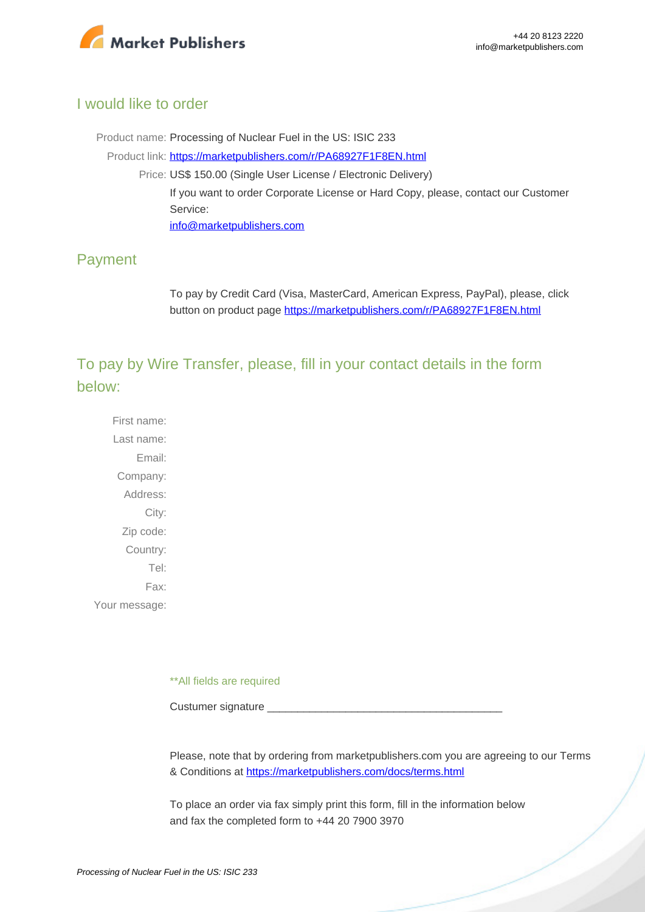## I would like to order

Product name: Processing of Nuclear Fuel in the US: ISIC 233

Product link: https://marketpublishers.com/r/PA68927F1F8EN.html

Price: US$ 150.00 (Single User License / Electronic Delivery)

If you want to order Corporate License or Hard Copy, please, contact our Customer Service:

info@marketpublishers.com

## Payment

To pay by Credit Card (Visa, MasterCard, American Express, PayPal), please, click button on product page https://marketpublishers.com/r/PA68927F1F8EN.html

## To pay by Wire Transfer, please, fill in your contact details in the form below:

First name:

Last name:

Email:

Company:

Address:

City:

Zip code:

Country:

Tel:

Fax:

Your message:

**All fields are required

Custumer signature _______________________________________

Please, note that by ordering from marketpublishers.com you are agreeing to our Terms & Conditions at https://marketpublishers.com/docs/terms.html

To place an order via fax simply print this form, fill in the information below and fax the completed form to +44 20 7900 3970